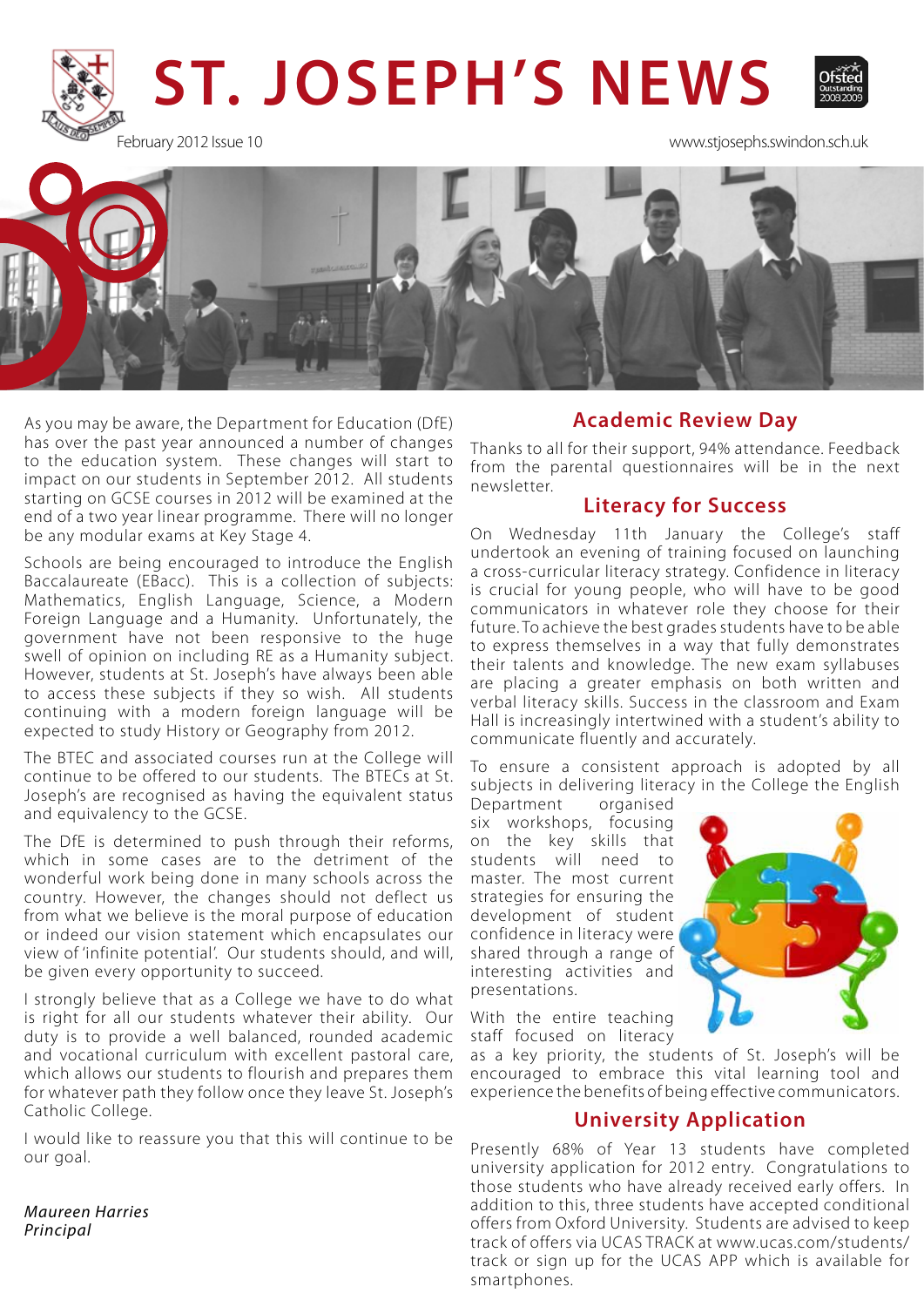# ST. JOSEPH'S NEWS

February 2012 Issue 10

www.stjosephs.swindon.sch.uk

As you may be aware, the Department for Education (DfE) has over the past year announced a number of changes to the education system. These changes will start to impact on our students in September 2012. All students starting on GCSE courses in 2012 will be examined at the end of a two year linear programme. There will no longer be any modular exams at Key Stage 4.

Schools are being encouraged to introduce the English Baccalaureate (EBacc). This is a collection of subjects: Mathematics, English Language, Science, a Modern Foreign Language and a Humanity. Unfortunately, the government have not been responsive to the huge swell of opinion on including RE as a Humanity subject. However, students at St. Joseph's have always been able to access these subjects if they so wish. All students continuing a modern foreign language will be expected to study History or Geography from 2012.

The BTEC and associated courses run at the College will continue to be offered to our students. The BTECs at St. Joseph's are recognised as having the equivalent status and equivalency to the GCSE.

The DfE is determined to push through their reforms, which in some cases are to the detriment of the wonderful work being done in many schools across the country. However, the changes should not deflect us from what we believe is the moral purpose of education or indeed our vision statement which encapsulates our view of 'infinite potential'. Our students should, and will, be given every opportunity to succeed.

I strongly believe that as a College we have to do what is right for all our students whatever their ability. Our duty is to provide a well balanced, rounded academic and vocational curriculum with excellent pastoral care, which allows our students to flourish and prepares them for whatever path they follow once they leave St. Joseph's Catholic College.

I would like to reassure you that this will continue to be our goal.

*Maureen Harries*
*Principal*

## Academic Review Day

Thanks to all for their support, 94% attendance. Feedback from the parental questionnaires will be in the next newsletter.

## Literacy for Success

On Wednesday 11th January the College's staff undertook an evening of training focused on launching a cross-curricular literacy strategy. Confidence in literacy is crucial for young people, who will have to be good communicators in whatever role they choose for their future. To achieve the best grades students have to be able to express themselves in a way that fully demonstrates their talents and knowledge. The new exam syllabuses are placing a greater emphasis on both written and verbal literacy skills. Success in the classroom and Exam Hall is increasingly intertwined with a student's ability to communicate fluently and accurately.

To ensure a consistent approach is adopted by all subjects in delivering literacy in the College the English Department organised six workshops, focusing on the key skills that students will need to master. The most current strategies for ensuring the development of student confidence in literacy were shared through a range of interesting activities and presentations.

With the entire teaching staff focused on literacy as a key priority, the students of St. Joseph's will be encouraged to embrace this vital learning tool and experience the benefits of being effective communicators.

## University Application

Presently 68% of Year 13 students have completed university application for 2012 entry. Congratulations to those students who have already received early offers. In addition to this, three students have accepted conditional offers from Oxford University. Students are advised to keep track of offers via UCAS TRACK at www.ucas.com/students/track or sign up for the UCAS APP which is available for smartphones.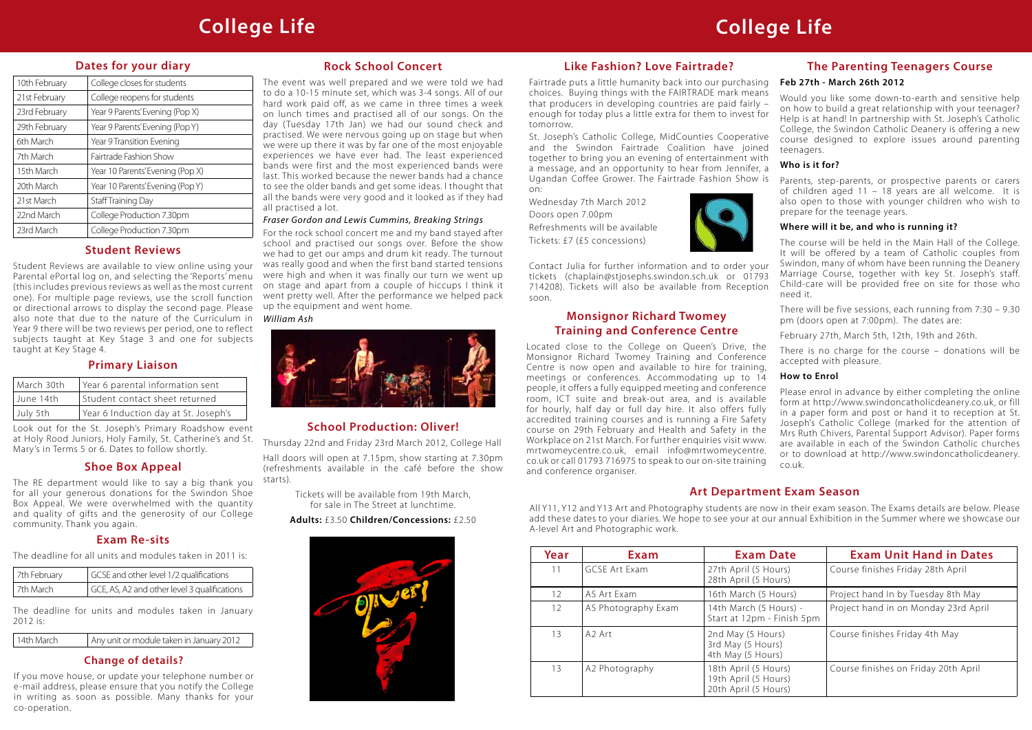# College Life

## Dates for your diary

| | |
|---|---|
| 10th February | College closes for students |
| 21st February | College reopens for students |
| 23rd February | Year 9 Parents' Evening (Pop X) |
| 29th February | Year 9 Parents' Evening (Pop Y) |
| 6th March | Year 9 Transition Evening |
| 7th March | Fairtrade Fashion Show |
| 15th March | Year 10 Parents' Evening (Pop X) |
| 20th March | Year 10 Parents' Evening (Pop Y) |
| 21st March | Staff Training Day |
| 22nd March | College Production 7.30pm |
| 23rd March | College Production 7.30pm |

## Student Reviews

Student Reviews are available to view online using your Parental ePortal log on, and selecting the 'Reports' menu (this includes previous reviews as well as the most current one). For multiple page reviews, use the scroll function or directional arrows to display the second page. Please also note that due to the nature of the Curriculum in Year 9 there will be two reviews per period, one to reflect subjects taught at Key Stage 3 and one for subjects taught at Key Stage 4.

## Primary Liaison

| | |
|---|---|
| March 30th | Year 6 parental information sent |
| June 14th | Student contact sheet returned |
| July 5th | Year 6 Induction day at St. Joseph's |

Look out for the St. Joseph's Primary Roadshow event at Holy Rood Juniors, Holy Family, St. Catherine's and St. Mary's in Terms 5 or 6. Dates to follow shortly.

## Shoe Box Appeal

The RE department would like to say a big thank you for all your generous donations for the Swindon Shoe Box Appeal. We were overwhelmed with the quantity and quality of gifts and the generosity of our College community. Thank you again.

## Exam Re-sits

The deadline for all units and modules taken in 2011 is:

| | |
|---|---|
| 7th February | GCSE and other level 1/2 qualifications |
| 7th March | GCE, AS, A2 and other level 3 qualifications |

The deadline for units and modules taken in January 2012 is:

| | |
|---|---|
| 14th March | Any unit or module taken in January 2012 |

## Change of details?

If you move house, or update your telephone number or e-mail address, please ensure that you notify the College in writing as soon as possible. Many thanks for your co-operation.

## Rock School Concert

The event was well prepared and we were told we had to do a 10-15 minute set, which was 3-4 songs. All of our hard work paid off, as we came in three times a week on lunch times and practised all of our songs. On the day (Tuesday 17th Jan) we had our sound check and practised. We were nervous going up on stage but when we were up there it was by far one of the most enjoyable experiences we have ever had. The least experienced bands were first and the most experienced bands were last. This worked because the newer bands had a chance to see the older bands and get some ideas. I thought that all the bands were very good and it looked as if they had all practised a lot.

*Fraser Gordon and Lewis Cummins, Breaking Strings*

For the rock school concert me and my band stayed after school and practised our songs over. Before the show we had to get our amps and drum kit ready. The turnout was really good and when the first band started tensions were high and when it was finally our turn we went up on stage and apart from a couple of hiccups I think it went pretty well. After the performance we helped pack up the equipment and went home.

*William Ash*

## School Production: Oliver!

Thursday 22nd and Friday 23rd March 2012, College Hall

Hall doors will open at 7.15pm, show starting at 7.30pm (refreshments available in the café before the show starts).

Tickets will be available from 19th March, for sale in The Street at lunchtime.

**Adults:** £3.50 **Children/Concessions:** £2.50

# College Life

## Like Fashion? Love Fairtrade?

Fairtrade puts a little humanity back into our purchasing choices. Buying things with the FAIRTRADE mark means that producers in developing countries are paid fairly – enough for today plus a little extra for them to invest for tomorrow.

St. Joseph's Catholic College, MidCounties Cooperative and the Swindon Fairtrade Coalition have joined together to bring you an evening of entertainment with a message, and an opportunity to hear from Jennifer, a Ugandan Coffee Grower. The Fairtrade Fashion Show is on:

Wednesday 7th March 2012
Doors open 7.00pm
Refreshments will be available
Tickets: £7 (£5 concessions)

Contact Julia for further information and to order your tickets (chaplain@stjosephs.swindon.sch.uk or 01793 714208). Tickets will also be available from Reception soon.

## Monsignor Richard Twomey Training and Conference Centre

Located close to the College on Queen's Drive, the Monsignor Richard Twomey Training and Conference Centre is now open and available to hire for training, meetings or conferences. Accommodating up to 14 people, it offers a fully equipped meeting and conference room, ICT suite and break-out area, and is available for hourly, half day or full day hire. It also offers fully accredited training courses and is running a Fire Safety course on 29th February and Health and Safety in the Workplace on 21st March. For further enquiries visit www.mrtwomeycentre.co.uk, email info@mrtwomeycentre.co.uk or call 01793 716975 to speak to our on-site training and conference organiser.

## The Parenting Teenagers Course

**Feb 27th - March 26th 2012**

Would you like some down-to-earth and sensitive help on how to build a great relationship with your teenager? Help is at hand! In partnership with St. Joseph's Catholic College, the Swindon Catholic Deanery is offering a new course designed to explore issues around parenting teenagers.

**Who is it for?**

Parents, step-parents, or prospective parents or carers of children aged 11 – 18 years are all welcome. It is also open to those with younger children who wish to prepare for the teenage years.

**Where will it be, and who is running it?**

The course will be held in the Main Hall of the College. It will be offered by a team of Catholic couples from Swindon, many of whom have been running the Deanery Marriage Course, together with key St. Joseph's staff. Child-care will be provided free on site for those who need it.

There will be five sessions, each running from 7:30 – 9.30 pm (doors open at 7:00pm). The dates are:

February 27th, March 5th, 12th, 19th and 26th.

There is no charge for the course – donations will be accepted with pleasure.

**How to Enrol**

Please enrol in advance by either completing the online form at http://www.swindoncatholicdeanery.co.uk, or fill in a paper form and post or hand it to reception at St. Joseph's Catholic College (marked for the attention of Mrs Ruth Chivers, Parental Support Advisor). Paper forms are available in each of the Swindon Catholic churches or to download at http://www.swindoncatholicdeanery.co.uk.

## Art Department Exam Season

All Y11, Y12 and Y13 Art and Photography students are now in their exam season. The Exams details are below. Please add these dates to your diaries. We hope to see your at our annual Exhibition in the Summer where we showcase our A-level Art and Photographic work.

| Year | Exam | Exam Date | Exam Unit Hand in Dates |
|---|---|---|---|
| 11 | GCSE Art Exam | 27th April (5 Hours)<br>28th April (5 Hours) | Course finishes Friday 28th April |
| 12 | AS Art Exam | 16th March (5 Hours) | Project hand In by Tuesday 8th May |
| 12 | AS Photography Exam | 14th March (5 Hours) - Start at 12pm - Finish 5pm | Project hand in on Monday 23rd April |
| 13 | A2 Art | 2nd May (5 Hours)<br>3rd May (5 Hours)<br>4th May (5 Hours) | Course finishes Friday 4th May |
| 13 | A2 Photography | 18th April (5 Hours)<br>19th April (5 Hours)<br>20th April (5 Hours) | Course finishes on Friday 20th April |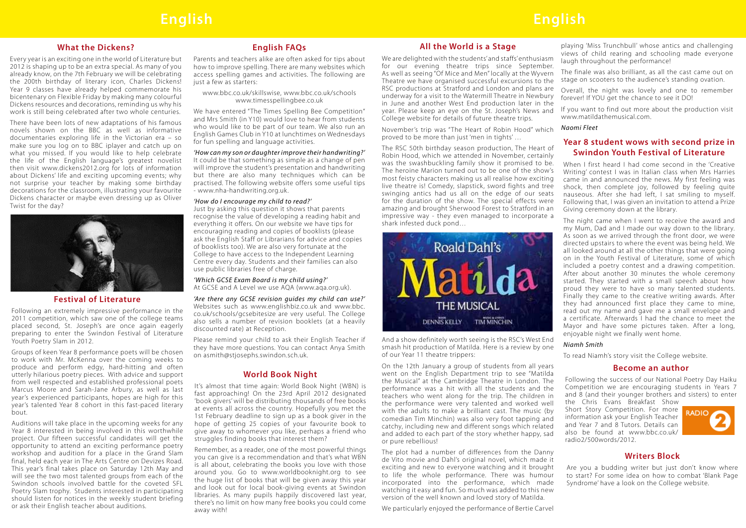# English

## What the Dickens?

Every year is an exciting one in the world of Literature but 2012 is shaping up to be an extra special. As many of you already know, on the 7th February we will be celebrating the 200th birthday of literary icon, Charles Dickens! Year 9 classes have already helped commemorate his bicentenary on Flexible Friday by making many colourful Dickens resources and decorations, reminding us why his work is still being celebrated after two whole centuries.

There have been lots of new adaptations of his famous novels shown on the BBC as well as informative documentaries exploring life in the Victorian era – so make sure you log on to BBC iplayer and catch up on what you missed. If you would like to help celebrate the life of the English language's greatest novelist then visit www.dickens2012.org for lots of information about Dickens' life and exciting upcoming events; why not surprise your teacher by making some birthday decorations for the classroom, illustrating your favourite Dickens character or maybe even dressing up as Oliver Twist for the day?

## Festival of Literature

Following an extremely impressive performance in the 2011 competition, which saw one of the college teams placed second, St. Joseph's are once again eagerly preparing to enter the Swindon Festival of Literature Youth Poetry Slam in 2012.

Groups of keen Year 8 performance poets will be chosen to work with Mr. McKenna over the coming weeks to produce and perform edgy, hard-hitting and often utterly hilarious poetry pieces. With advice and support from well respected and established professional poets Marcus Moore and Sarah-Jane Arbury, as well as last year's experienced participants, hopes are high for this year's talented Year 8 cohort in this fast-paced literary bout.

Auditions will take place in the upcoming weeks for any Year 8 interested in being involved in this worthwhile project. Our fifteen successful candidates will get the opportunity to attend an exciting performance poetry workshop and audition for a place in the Grand Slam final, held each year in The Arts Centre on Devizes Road. This year's final takes place on Saturday 12th May and will see the two most talented groups from each of the Swindon schools involved battle for the coveted SFL Poetry Slam trophy. Students interested in participating should listen for notices in the weekly student briefing or ask their English teacher about auditions.

## English FAQs

Parents and teachers alike are often asked for tips about how to improve spelling. There are many websites which access spelling games and activities. The following are just a few as starters:

www.bbc.co.uk/skillswise, www.bbc.co.uk/schools www.timesspellingbee.co.uk

We have entered "The Times Spelling Bee Competition" and Mrs Smith (in Y10) would love to hear from students who would like to be part of our team. We also run an English Games Club in Y10 at lunchtimes on Wednesdays for fun spelling and language activities.

*'How can my son or daughter improve their handwriting?'* It could be that something as simple as a change of pen will improve the student's presentation and handwriting but there are also many techniques which can be practised. The following website offers some useful tips - www.nha-handwriting.org.uk.

*'How do I encourage my child to read?'*
Just by asking this question it shows that parents recognise the value of developing a reading habit and everything it offers. On our website we have tips for encouraging reading and copies of booklists (please ask the English Staff or Librarians for advice and copies of booklists too). We are also very fortunate at the College to have access to the Independent Learning Centre every day. Students and their families can also use public libraries free of charge.

*'Which GCSE Exam Board is my child using?'*
At GCSE and A Level we use AQA (www.aqa.org.uk).

*'Are there any GCSE revision guides my child can use?'* Websites such as www.englishbiz.co.uk and www.bbc.co.uk/schools/gcsebitesize are very useful. The College also sells a number of revision booklets (at a heavily discounted rate) at Reception.

Please remind your child to ask their English Teacher if they have more questions. You can contact Anya Smith on asmith@stjosephs.swindon.sch.uk.

## World Book Night

It's almost that time again: World Book Night (WBN) is fast approaching! On the 23rd April 2012 designated 'book givers' will be distributing thousands of free books at events all across the country. Hopefully you met the 1st February deadline to sign up as a book giver in the hope of getting 25 copies of your favourite book to give away to whomever you like, perhaps a friend who struggles finding books that interest them?

Remember, as a reader, one of the most powerful things you can give is a recommendation and that's what WBN is all about, celebrating the books you love with those around you. Go to www.worldbooknight.org to see the huge list of books that will be given away this year and look out for local book-giving events at Swindon libraries. As many pupils happily discovered last year, there's no limit on how many free books you could come away with!

## All the World is a Stage

We are delighted with the students' and staffs' enthusiasm for our evening theatre trips since September. As well as seeing "Of Mice and Men" locally at the Wyvern Theatre we have organised successful excursions to the RSC productions at Stratford and London and plans are underway for a visit to the Watermill Theatre in Newbury in June and another West End production later in the year. Please keep an eye on the St. Joseph's News and College website for details of future theatre trips.

November's trip was "The Heart of Robin Hood" which proved to be more than just 'men in tights' …

The RSC 50th birthday season production, The Heart of Robin Hood, which we attended in November, certainly was the swashbuckling family show it promised to be. The heroine Marion turned out to be one of the show's most feisty characters making us all realise how exciting live theatre is! Comedy, slapstick, sword fights and tree swinging antics had us all on the edge of our seats for the duration of the show. The special effects were amazing and brought Sherwood Forest to Stratford in an impressive way - they even managed to incorporate a shark infested duck pond…

And a show definitely worth seeing is the RSC's West End smash hit production of Matilda. Here is a review by one of our Year 11 theatre trippers:

On the 12th January a group of students from all years went on the English Department trip to see "Matilda the Musical" at the Cambridge Theatre in London. The performance was a hit with all the students and the teachers who went along for the trip. The children in the performance were very talented and worked well with the adults to make a brilliant cast. The music (by comedian Tim Minchin) was also very foot tapping and catchy, including new and different songs which related and added to each part of the story whether happy, sad or pure rebellious!

The plot had a number of differences from the Danny de Vito movie and Dahl's original novel, which made it exciting and new to everyone watching and it brought to life the whole performance. There was humour incorporated into the performance, which made watching it easy and fun. So much was added to this new version of the well known and loved story of Matilda.

We particularly enjoyed the performance of Bertie Carvel playing 'Miss Trunchbull' whose antics and challenging views of child rearing and schooling made everyone laugh throughout the performance!

The finale was also brilliant, as all the cast came out on stage on scooters to the audience's standing ovation.

Overall, the night was lovely and one to remember forever! If YOU get the chance to see it DO!

If you want to find out more about the production visit www.matildathemusical.com.

*Naomi Fleet*

## Year 8 student wows with second prize in Swindon Youth Festival of Literature

When I first heard I had come second in the 'Creative Writing' contest I was in Italian class when Mrs Harries came in and announced the news. My first feeling was shock, then complete joy, followed by feeling quite nauseous. After she had left, I sat smiling to myself. Following that, I was given an invitation to attend a Prize Giving ceremony down at the library.

The night came when I went to receive the award and my Mum, Dad and I made our way down to the library. As soon as we arrived through the front door, we were directed upstairs to where the event was being held. We all looked around at all the other things that were going on in the Youth Festival of Literature, some of which included a poetry contest and a drawing competition. After about another 30 minutes the whole ceremony started. They started with a small speech about how proud they were to have so many talented students. Finally they came to the creative writing awards. After they had announced first place they came to mine, read out my name and gave me a small envelope and a certificate. Afterwards I had the chance to meet the Mayor and have some pictures taken. After a long, enjoyable night we finally went home.

*Niamh Smith*

To read Niamh's story visit the College website.

## Become an author

Following the success of our National Poetry Day Haiku Competition we are encouraging students in Years 7 and 8 (and their younger brothers and sisters) to enter the Chris Evans Breakfast Show Short Story Competition. For more information ask your English Teacher and Year 7 and 8 Tutors. Details can also be found at www.bbc.co.uk/radio2/500words/2012.

## Writers Block

Are you a budding writer but just don't know where to start? For some idea on how to combat 'Blank Page Syndrome' have a look on the College website.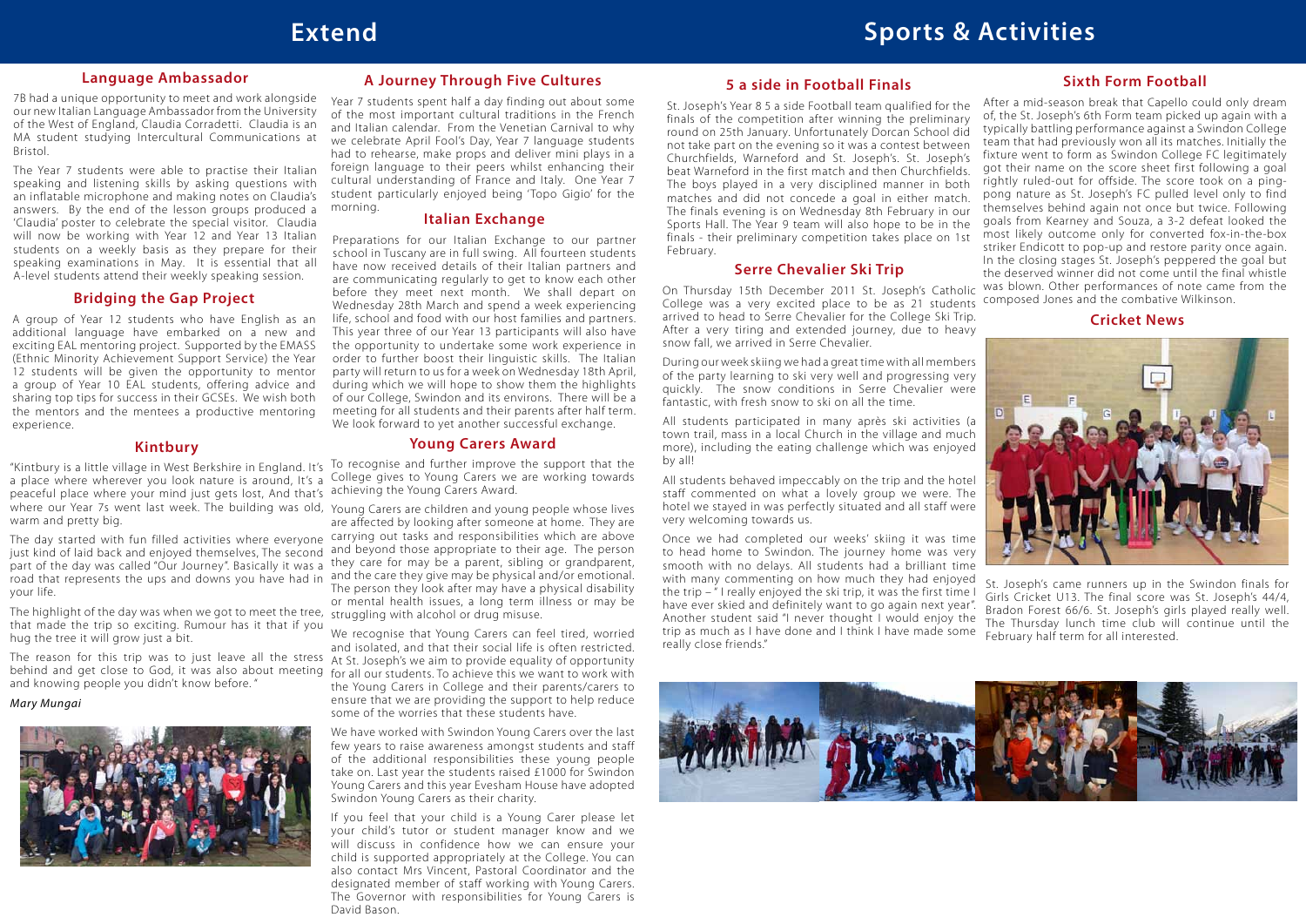# Extend

## Language Ambassador

7B had a unique opportunity to meet and work alongside our new Italian Language Ambassador from the University of the West of England, Claudia Corradetti. Claudia is an MA student studying Intercultural Communications at Bristol.

The Year 7 students were able to practise their Italian speaking and listening skills by asking questions with an inflatable microphone and making notes on Claudia's answers. By the end of the lesson groups produced a 'Claudia' poster to celebrate the special visitor. Claudia will now be working with Year 12 and Year 13 Italian students on a weekly basis as they prepare for their speaking examinations in May. It is essential that all A-level students attend their weekly speaking session.

## Bridging the Gap Project

A group of Year 12 students who have English as an additional language have embarked on a new and exciting EAL mentoring project. Supported by the EMASS (Ethnic Minority Achievement Support Service) the Year 12 students will be given the opportunity to mentor a group of Year 10 EAL students, offering advice and sharing top tips for success in their GCSEs. We wish both the mentors and the mentees a productive mentoring experience.

## Kintbury

"Kintbury is a little village in West Berkshire in England. It's a place where wherever you look nature is around, It's a peaceful place where your mind just gets lost, And that's where our Year 7s went last week. The building was old, warm and pretty big.

The day started with fun filled activities where everyone just kind of laid back and enjoyed themselves, The second part of the day was called "Our Journey". Basically it was a road that represents the ups and downs you have had in your life.

The highlight of the day was when we got to meet the tree, that made the trip so exciting. Rumour has it that if you hug the tree it will grow just a bit.

The reason for this trip was to just leave all the stress behind and get close to God, it was also about meeting and knowing people you didn't know before. "

*Mary Mungai*

## A Journey Through Five Cultures

Year 7 students spent half a day finding out about some of the most important cultural traditions in the French and Italian calendar. From the Venetian Carnival to why we celebrate April Fool's Day, Year 7 language students had to rehearse, make props and deliver mini plays in a foreign language to their peers whilst enhancing their cultural understanding of France and Italy. One Year 7 student particularly enjoyed being 'Topo Gigio' for the morning.

## Italian Exchange

Preparations for our Italian Exchange to our partner school in Tuscany are in full swing. All fourteen students have now received details of their Italian partners and are communicating regularly to get to know each other before they meet next month. We shall depart on Wednesday 28th March and spend a week experiencing life, school and food with our host families and partners. This year three of our Year 13 participants will also have the opportunity to undertake some work experience in order to further boost their linguistic skills. The Italian party will return to us for a week on Wednesday 18th April, during which we will hope to show them the highlights of our College, Swindon and its environs. There will be a meeting for all students and their parents after half term. We look forward to yet another successful exchange.

## Young Carers Award

To recognise and further improve the support that the College gives to Young Carers we are working towards achieving the Young Carers Award.

Young Carers are children and young people whose lives are affected by looking after someone at home. They are carrying out tasks and responsibilities which are above and beyond those appropriate to their age. The person they care for may be a parent, sibling or grandparent, and the care they give may be physical and/or emotional. The person they look after may have a physical disability or mental health issues, a long term illness or may be struggling with alcohol or drug misuse.

We recognise that Young Carers can feel tired, worried and isolated, and that their social life is often restricted. At St. Joseph's we aim to provide equality of opportunity for all our students. To achieve this we want to work with the Young Carers in College and their parents/carers to ensure that we are providing the support to help reduce some of the worries that these students have.

We have worked with Swindon Young Carers over the last few years to raise awareness amongst students and staff of the additional responsibilities these young people take on. Last year the students raised £1000 for Swindon Young Carers and this year Evesham House have adopted Swindon Young Carers as their charity.

If you feel that your child is a Young Carer please let your child's tutor or student manager know and we will discuss in confidence how we can ensure your child is supported appropriately at the College. You can also contact Mrs Vincent, Pastoral Coordinator and the designated member of staff working with Young Carers. The Governor with responsibilities for Young Carers is David Bason.

# Sports & Activities

## 5 a side in Football Finals

St. Joseph's Year 8 5 a side Football team qualified for the finals of the competition after winning the preliminary round on 25th January. Unfortunately Dorcan School did not take part on the evening so it was a contest between Churchfields, Warneford and St. Joseph's. St. Joseph's beat Warneford in the first match and then Churchfields. The boys played in a very disciplined manner in both matches and did not concede a goal in either match. The finals evening is on Wednesday 8th February in our Sports Hall. The Year 9 team will also hope to be in the finals - their preliminary competition takes place on 1st February.

## Serre Chevalier Ski Trip

On Thursday 15th December 2011 St. Joseph's Catholic College was a very excited place to be as 21 students arrived to head to Serre Chevalier for the College Ski Trip. After a very tiring and extended journey, due to heavy snow fall, we arrived in Serre Chevalier.

During our week skiing we had a great time with all members of the party learning to ski very well and progressing very quickly. The snow conditions in Serre Chevalier were fantastic, with fresh snow to ski on all the time.

All students participated in many après ski activities (a town trail, mass in a local Church in the village and much more), including the eating challenge which was enjoyed by all!

All students behaved impeccably on the trip and the hotel staff commented on what a lovely group we were. The hotel we stayed in was perfectly situated and all staff were very welcoming towards us.

Once we had completed our weeks' skiing it was time to head home to Swindon. The journey home was very smooth with no delays. All students had a brilliant time with many commenting on how much they had enjoyed the trip – " I really enjoyed the ski trip, it was the first time I have ever skied and definitely want to go again next year". Another student said "I never thought I would enjoy the trip as much as I have done and I think I have made some really close friends."

## Sixth Form Football

After a mid-season break that Capello could only dream of, the St. Joseph's 6th Form team picked up again with a typically battling performance against a Swindon College team that had previously won all its matches. Initially the fixture went to form as Swindon College FC legitimately got their name on the score sheet first following a goal rightly ruled-out for offside. The score took on a ping-pong nature as St. Joseph's FC pulled level only to find themselves behind again not once but twice. Following goals from Kearney and Souza, a 3-2 defeat looked the most likely outcome only for converted fox-in-the-box striker Endicott to pop-up and restore parity once again. In the closing stages St. Joseph's peppered the goal but the deserved winner did not come until the final whistle was blown. Other performances of note came from the composed Jones and the combative Wilkinson.

## Cricket News

St. Joseph's came runners up in the Swindon finals for Girls Cricket U13. The final score was St. Joseph's 44/4, Bradon Forest 66/6. St. Joseph's girls played really well. The Thursday lunch time club will continue until the February half term for all interested.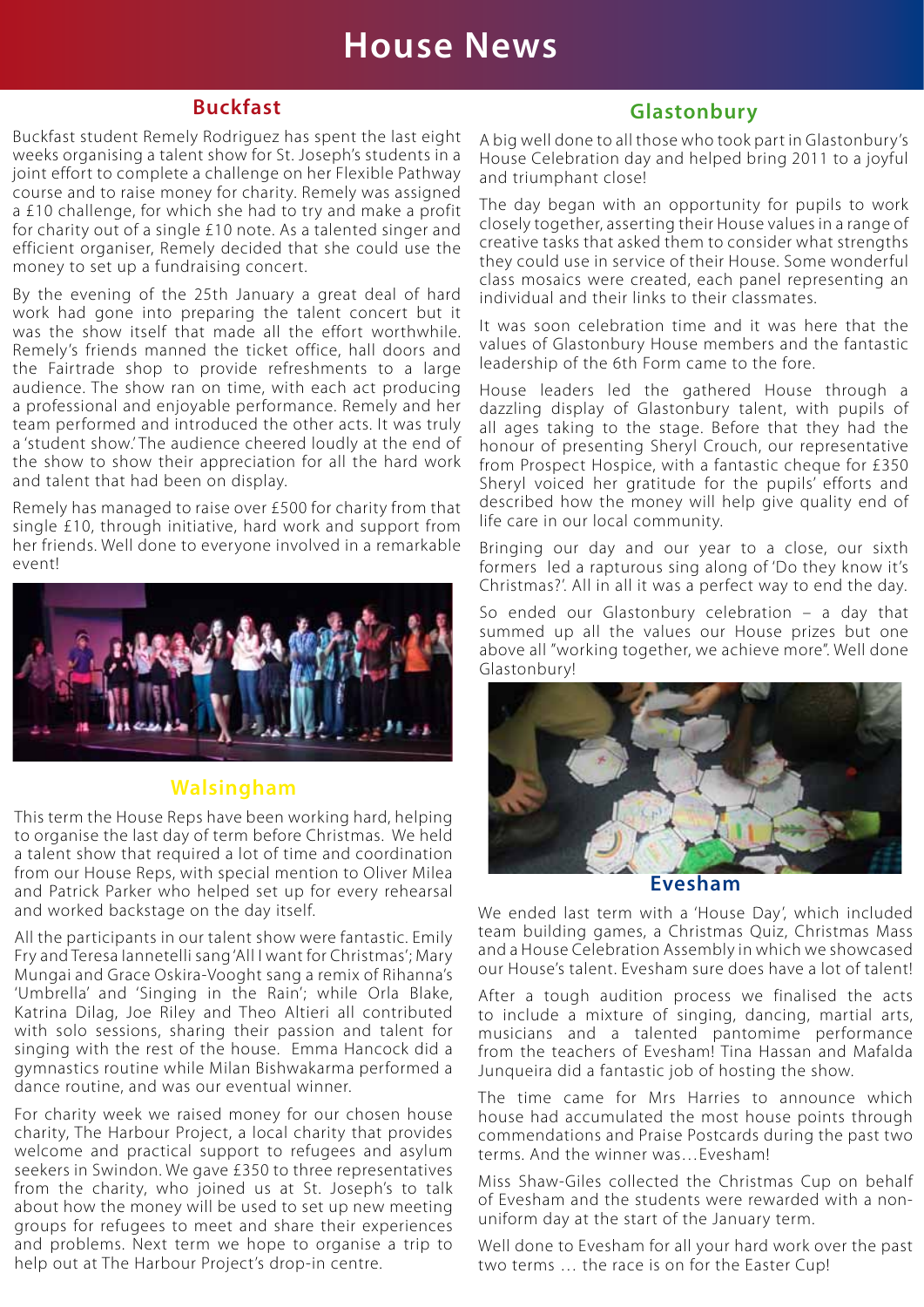# House News

## Buckfast

Buckfast student Remely Rodriguez has spent the last eight weeks organising a talent show for St. Joseph's students in a joint effort to complete a challenge on her Flexible Pathway course and to raise money for charity. Remely was assigned a £10 challenge, for which she had to try and make a profit for charity out of a single £10 note. As a talented singer and efficient organiser, Remely decided that she could use the money to set up a fundraising concert.

By the evening of the 25th January a great deal of hard work had gone into preparing the talent concert but it was the show itself that made all the effort worthwhile. Remely's friends manned the ticket office, hall doors and the Fairtrade shop to provide refreshments to a large audience. The show ran on time, with each act producing a professional and enjoyable performance. Remely and her team performed and introduced the other acts. It was truly a 'student show.' The audience cheered loudly at the end of the show to show their appreciation for all the hard work and talent that had been on display.

Remely has managed to raise over £500 for charity from that single £10, through initiative, hard work and support from her friends. Well done to everyone involved in a remarkable event!

## Walsingham

This term the House Reps have been working hard, helping to organise the last day of term before Christmas. We held a talent show that required a lot of time and coordination from our House Reps, with special mention to Oliver Milea and Patrick Parker who helped set up for every rehearsal and worked backstage on the day itself.

All the participants in our talent show were fantastic. Emily Fry and Teresa Iannetelli sang 'All I want for Christmas'; Mary Mungai and Grace Oskira-Vooght sang a remix of Rihanna's 'Umbrella' and 'Singing in the Rain'; while Orla Blake, Katrina Dilag, Joe Riley and Theo Altieri all contributed with solo sessions, sharing their passion and talent for singing with the rest of the house. Emma Hancock did a gymnastics routine while Milan Bishwakarma performed a dance routine, and was our eventual winner.

For charity week we raised money for our chosen house charity, The Harbour Project, a local charity that provides welcome and practical support to refugees and asylum seekers in Swindon. We gave £350 to three representatives from the charity, who joined us at St. Joseph's to talk about how the money will be used to set up new meeting groups for refugees to meet and share their experiences and problems. Next term we hope to organise a trip to help out at The Harbour Project's drop-in centre.

## Glastonbury

A big well done to all those who took part in Glastonbury's House Celebration day and helped bring 2011 to a joyful and triumphant close!

The day began with an opportunity for pupils to work closely together, asserting their House values in a range of creative tasks that asked them to consider what strengths they could use in service of their House. Some wonderful class mosaics were created, each panel representing an individual and their links to their classmates.

It was soon celebration time and it was here that the values of Glastonbury House members and the fantastic leadership of the 6th Form came to the fore.

House leaders led the gathered House through a dazzling display of Glastonbury talent, with pupils of all ages taking to the stage. Before that they had the honour of presenting Sheryl Crouch, our representative from Prospect Hospice, with a fantastic cheque for £350. Sheryl voiced her gratitude for the pupils' efforts and described how the money will help give quality end of life care in our local community.

Bringing our day and our year to a close, our sixth formers led a rapturous sing along of 'Do they know it's Christmas?'. All in all it was a perfect way to end the day.

So ended our Glastonbury celebration – a day that summed up all the values our House prizes but one above all "working together, we achieve more". Well done Glastonbury!

## Evesham

We ended last term with a 'House Day', which included team building games, a Christmas Quiz, Christmas Mass and a House Celebration Assembly in which we showcased our House's talent. Evesham sure does have a lot of talent!

After a tough audition process we finalised the acts to include a mixture of singing, dancing, martial arts, musicians and a talented pantomime performance from the teachers of Evesham! Tina Hassan and Mafalda Junqueira did a fantastic job of hosting the show.

The time came for Mrs Harries to announce which house had accumulated the most house points through commendations and Praise Postcards during the past two terms. And the winner was…Evesham!

Miss Shaw-Giles collected the Christmas Cup on behalf of Evesham and the students were rewarded with a non-uniform day at the start of the January term.

Well done to Evesham for all your hard work over the past two terms … the race is on for the Easter Cup!